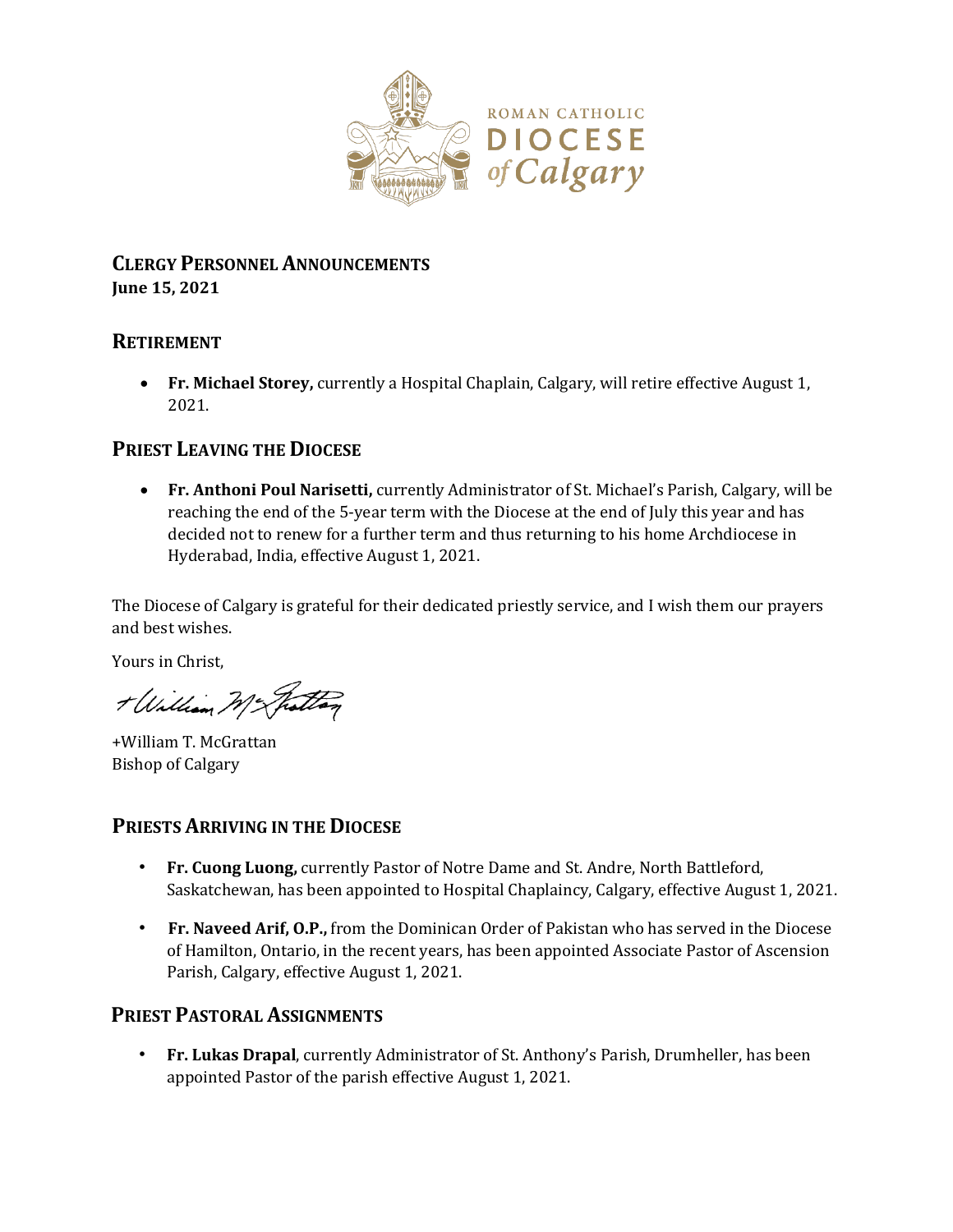ROMAN CATHOLIC
DIOCESE
of Calgary

## CLERGY PERSONNEL ANNOUNCEMENTS

**June 15, 2021**

## RETIREMENT

- **Fr. Michael Storey,** currently a Hospital Chaplain, Calgary, will retire effective August 1, 2021.

## PRIEST LEAVING THE DIOCESE

- **Fr. Anthoni Poul Narisetti,** currently Administrator of St. Michael's Parish, Calgary, will be reaching the end of the 5-year term with the Diocese at the end of July this year and has decided not to renew for a further term and thus returning to his home Archdiocese in Hyderabad, India, effective August 1, 2021.

The Diocese of Calgary is grateful for their dedicated priestly service, and I wish them our prayers and best wishes.

Yours in Christ,

+William T. McGrattan
Bishop of Calgary

## PRIESTS ARRIVING IN THE DIOCESE

- **Fr. Cuong Luong,** currently Pastor of Notre Dame and St. Andre, North Battleford, Saskatchewan, has been appointed to Hospital Chaplaincy, Calgary, effective August 1, 2021.
- **Fr. Naveed Arif, O.P.,** from the Dominican Order of Pakistan who has served in the Diocese of Hamilton, Ontario, in the recent years, has been appointed Associate Pastor of Ascension Parish, Calgary, effective August 1, 2021.

## PRIEST PASTORAL ASSIGNMENTS

- **Fr. Lukas Drapal**, currently Administrator of St. Anthony's Parish, Drumheller, has been appointed Pastor of the parish effective August 1, 2021.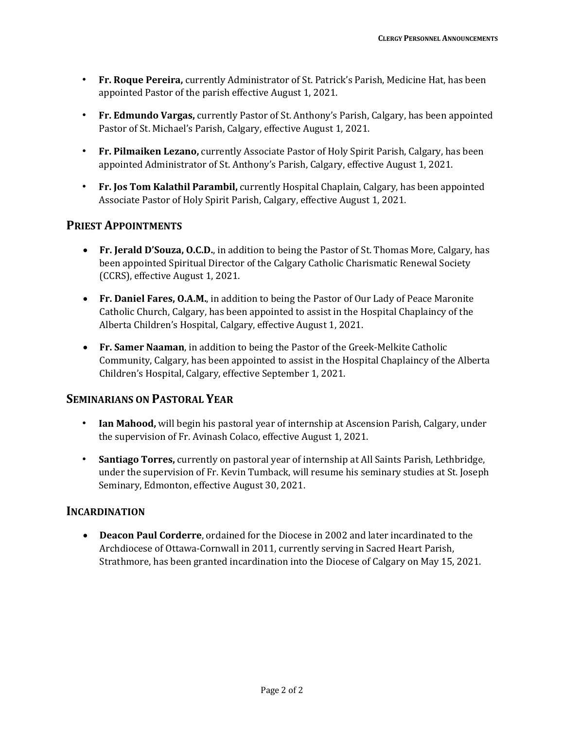- **Fr. Roque Pereira,** currently Administrator of St. Patrick's Parish, Medicine Hat, has been appointed Pastor of the parish effective August 1, 2021.

- **Fr. Edmundo Vargas,** currently Pastor of St. Anthony's Parish, Calgary, has been appointed Pastor of St. Michael's Parish, Calgary, effective August 1, 2021.

- **Fr. Pilmaiken Lezano,** currently Associate Pastor of Holy Spirit Parish, Calgary, has been appointed Administrator of St. Anthony's Parish, Calgary, effective August 1, 2021.

- **Fr. Jos Tom Kalathil Parambil,** currently Hospital Chaplain, Calgary, has been appointed Associate Pastor of Holy Spirit Parish, Calgary, effective August 1, 2021.

## PRIEST APPOINTMENTS

- **Fr. Jerald D'Souza, O.C.D.**, in addition to being the Pastor of St. Thomas More, Calgary, has been appointed Spiritual Director of the Calgary Catholic Charismatic Renewal Society (CCRS), effective August 1, 2021.

- **Fr. Daniel Fares, O.A.M.**, in addition to being the Pastor of Our Lady of Peace Maronite Catholic Church, Calgary, has been appointed to assist in the Hospital Chaplaincy of the Alberta Children's Hospital, Calgary, effective August 1, 2021.

- **Fr. Samer Naaman**, in addition to being the Pastor of the Greek-Melkite Catholic Community, Calgary, has been appointed to assist in the Hospital Chaplaincy of the Alberta Children's Hospital, Calgary, effective September 1, 2021.

## SEMINARIANS ON PASTORAL YEAR

- **Ian Mahood,** will begin his pastoral year of internship at Ascension Parish, Calgary, under the supervision of Fr. Avinash Colaco, effective August 1, 2021.

- **Santiago Torres,** currently on pastoral year of internship at All Saints Parish, Lethbridge, under the supervision of Fr. Kevin Tumback, will resume his seminary studies at St. Joseph Seminary, Edmonton, effective August 30, 2021.

## INCARDINATION

- **Deacon Paul Corderre**, ordained for the Diocese in 2002 and later incardinated to the Archdiocese of Ottawa-Cornwall in 2011, currently serving in Sacred Heart Parish, Strathmore, has been granted incardination into the Diocese of Calgary on May 15, 2021.